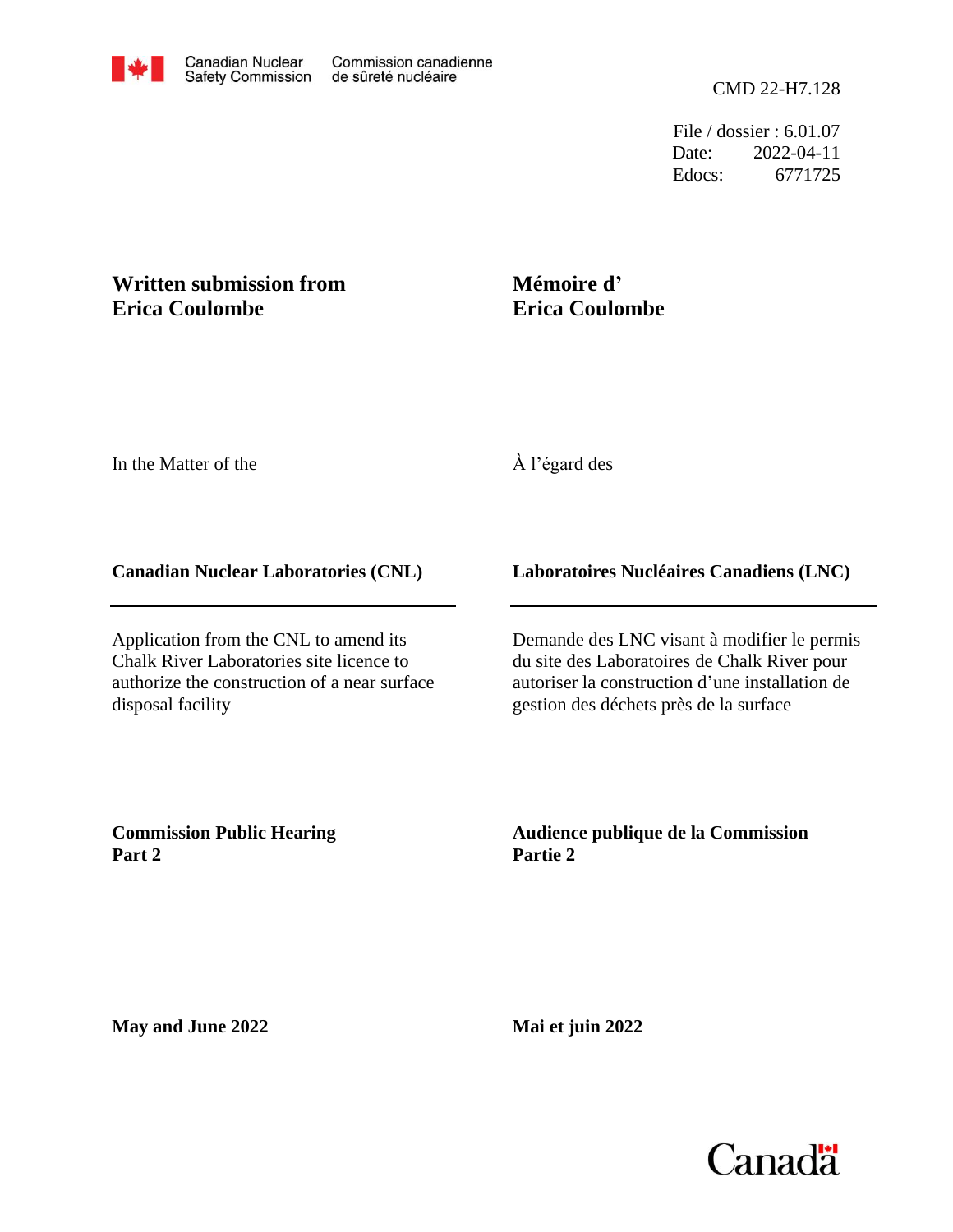Canadian Nuclear Safety Commission | Commission canadienne de sûreté nucléaire

CMD 22-H7.128

File / dossier : 6.01.07
Date: 2022-04-11
Edocs: 6771725

**Written submission from Erica Coulombe**

**Mémoire d' Erica Coulombe**

In the Matter of the

À l'égard des

**Canadian Nuclear Laboratories (CNL)**

**Laboratoires Nucléaires Canadiens (LNC)**

Application from the CNL to amend its Chalk River Laboratories site licence to authorize the construction of a near surface disposal facility

Demande des LNC visant à modifier le permis du site des Laboratoires de Chalk River pour autoriser la construction d'une installation de gestion des déchets près de la surface

**Commission Public Hearing Part 2**

**Audience publique de la Commission Partie 2**

**May and June 2022**

**Mai et juin 2022**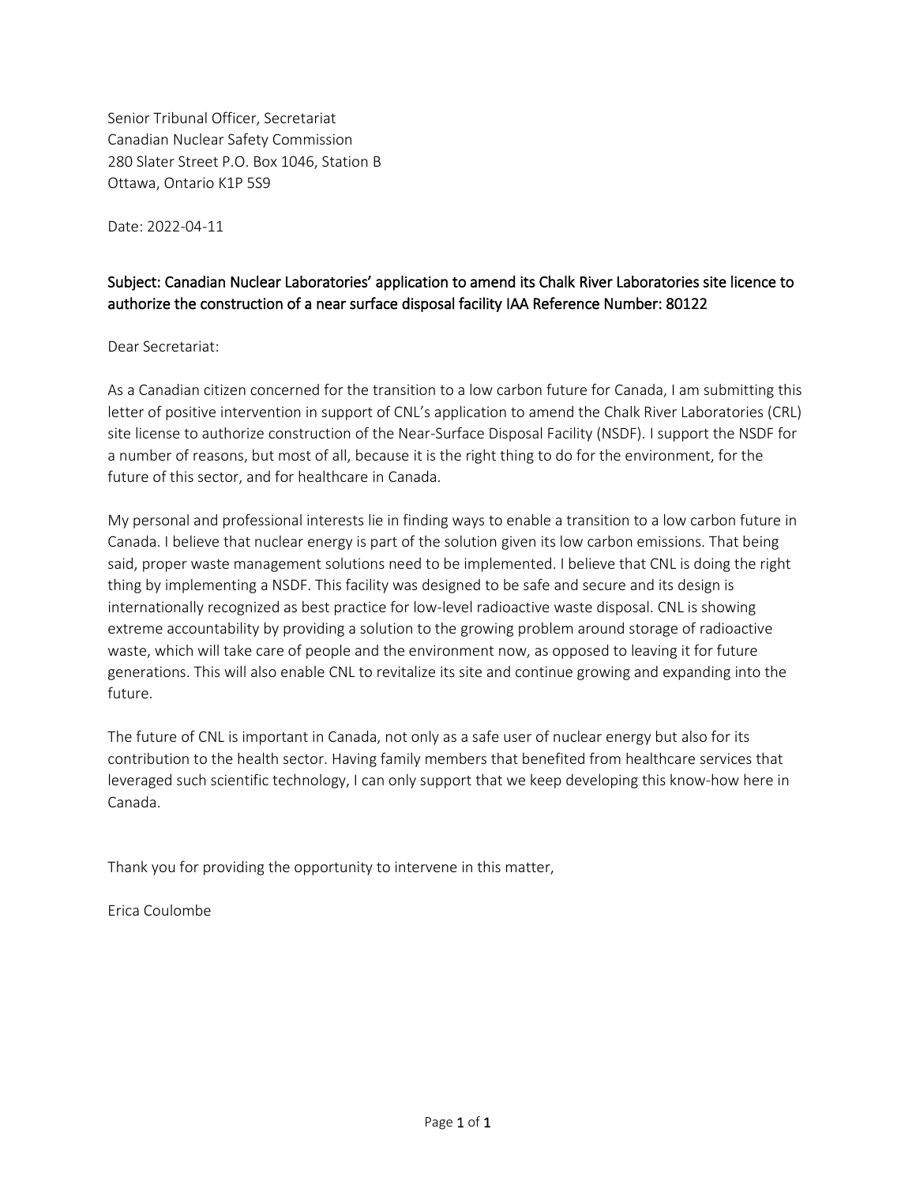Senior Tribunal Officer, Secretariat
Canadian Nuclear Safety Commission
280 Slater Street P.O. Box 1046, Station B
Ottawa, Ontario K1P 5S9

Date: 2022-04-11

Subject: Canadian Nuclear Laboratories' application to amend its Chalk River Laboratories site licence to authorize the construction of a near surface disposal facility IAA Reference Number: 80122

Dear Secretariat:

As a Canadian citizen concerned for the transition to a low carbon future for Canada, I am submitting this letter of positive intervention in support of CNL's application to amend the Chalk River Laboratories (CRL) site license to authorize construction of the Near-Surface Disposal Facility (NSDF). I support the NSDF for a number of reasons, but most of all, because it is the right thing to do for the environment, for the future of this sector, and for healthcare in Canada.

My personal and professional interests lie in finding ways to enable a transition to a low carbon future in Canada. I believe that nuclear energy is part of the solution given its low carbon emissions. That being said, proper waste management solutions need to be implemented. I believe that CNL is doing the right thing by implementing a NSDF. This facility was designed to be safe and secure and its design is internationally recognized as best practice for low-level radioactive waste disposal. CNL is showing extreme accountability by providing a solution to the growing problem around storage of radioactive waste, which will take care of people and the environment now, as opposed to leaving it for future generations. This will also enable CNL to revitalize its site and continue growing and expanding into the future.

The future of CNL is important in Canada, not only as a safe user of nuclear energy but also for its contribution to the health sector. Having family members that benefited from healthcare services that leveraged such scientific technology, I can only support that we keep developing this know-how here in Canada.

Thank you for providing the opportunity to intervene in this matter,

Erica Coulombe